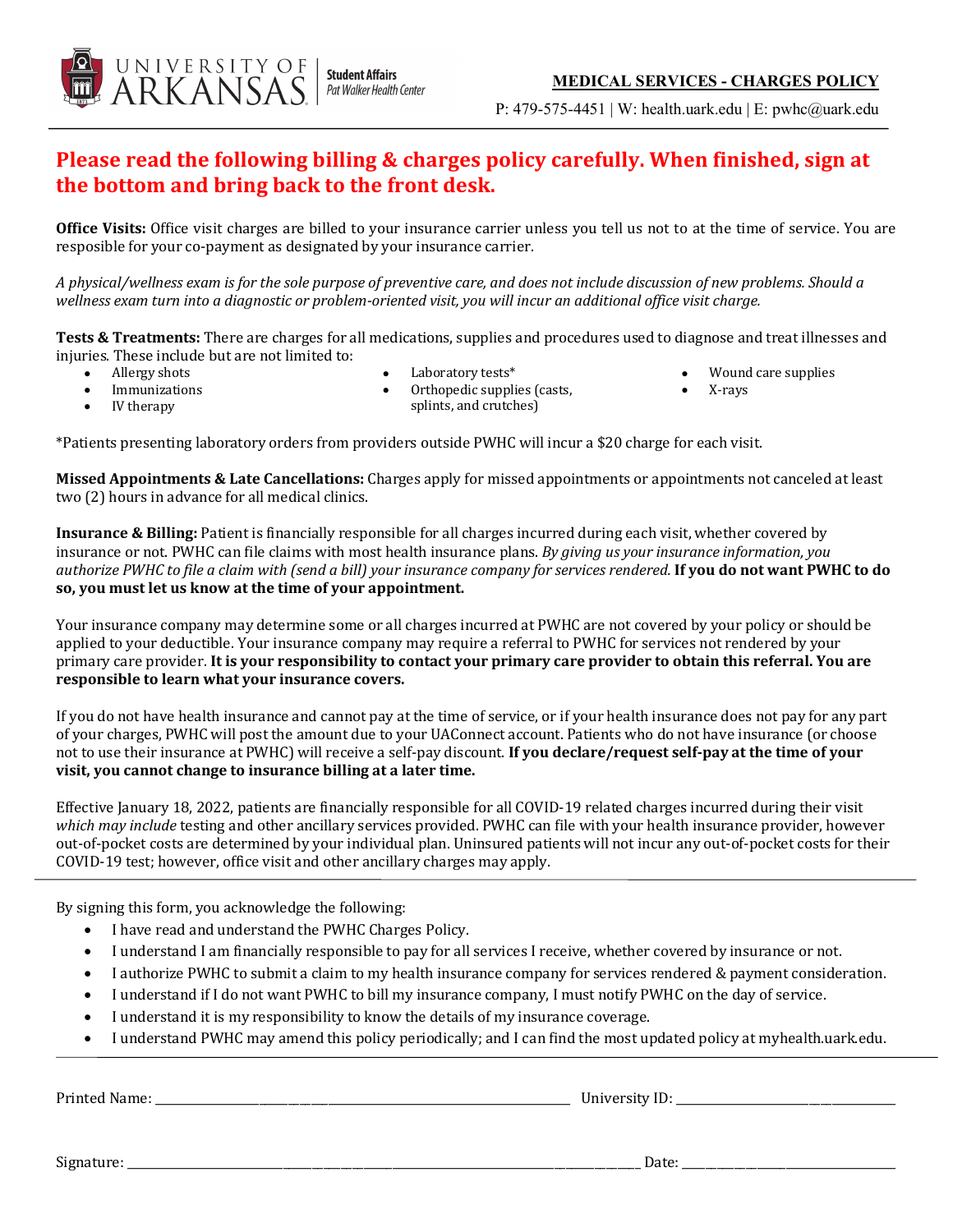UNIVERSITY OF ARKANSAS | Student Affairs Pat Walker Health Center

**MEDICAL SERVICES - CHARGES POLICY**

P: 479-575-4451 | W: health.uark.edu | E: pwhc@uark.edu

## Please read the following billing & charges policy carefully. When finished, sign at the bottom and bring back to the front desk.

**Office Visits:** Office visit charges are billed to your insurance carrier unless you tell us not to at the time of service. You are resposible for your co-payment as designated by your insurance carrier.

*A physical/wellness exam is for the sole purpose of preventive care, and does not include discussion of new problems. Should a wellness exam turn into a diagnostic or problem-oriented visit, you will incur an additional office visit charge.*

**Tests & Treatments:** There are charges for all medications, supplies and procedures used to diagnose and treat illnesses and injuries. These include but are not limited to:

- Allergy shots
- Immunizations
- IV therapy
- Laboratory tests*
- Orthopedic supplies (casts, splints, and crutches)
- Wound care supplies
- X-rays

*Patients presenting laboratory orders from providers outside PWHC will incur a $20 charge for each visit.

**Missed Appointments & Late Cancellations:** Charges apply for missed appointments or appointments not canceled at least two (2) hours in advance for all medical clinics.

**Insurance & Billing:** Patient is financially responsible for all charges incurred during each visit, whether covered by insurance or not. PWHC can file claims with most health insurance plans. *By giving us your insurance information, you authorize PWHC to file a claim with (send a bill) your insurance company for services rendered.* **If you do not want PWHC to do so, you must let us know at the time of your appointment.**

Your insurance company may determine some or all charges incurred at PWHC are not covered by your policy or should be applied to your deductible. Your insurance company may require a referral to PWHC for services not rendered by your primary care provider. **It is your responsibility to contact your primary care provider to obtain this referral. You are responsible to learn what your insurance covers.**

If you do not have health insurance and cannot pay at the time of service, or if your health insurance does not pay for any part of your charges, PWHC will post the amount due to your UAConnect account. Patients who do not have insurance (or choose not to use their insurance at PWHC) will receive a self-pay discount. **If you declare/request self-pay at the time of your visit, you cannot change to insurance billing at a later time.**

Effective January 18, 2022, patients are financially responsible for all COVID-19 related charges incurred during their visit *which may include* testing and other ancillary services provided. PWHC can file with your health insurance provider, however out-of-pocket costs are determined by your individual plan. Uninsured patients will not incur any out-of-pocket costs for their COVID-19 test; however, office visit and other ancillary charges may apply.

---

By signing this form, you acknowledge the following:

- I have read and understand the PWHC Charges Policy.
- I understand I am financially responsible to pay for all services I receive, whether covered by insurance or not.
- I authorize PWHC to submit a claim to my health insurance company for services rendered & payment consideration.
- I understand if I do not want PWHC to bill my insurance company, I must notify PWHC on the day of service.
- I understand it is my responsibility to know the details of my insurance coverage.
- I understand PWHC may amend this policy periodically; and I can find the most updated policy at myhealth.uark.edu.

---

Printed Name: ______________________________ University ID: ______________________

Signature: ______________________________________________ Date: ______________________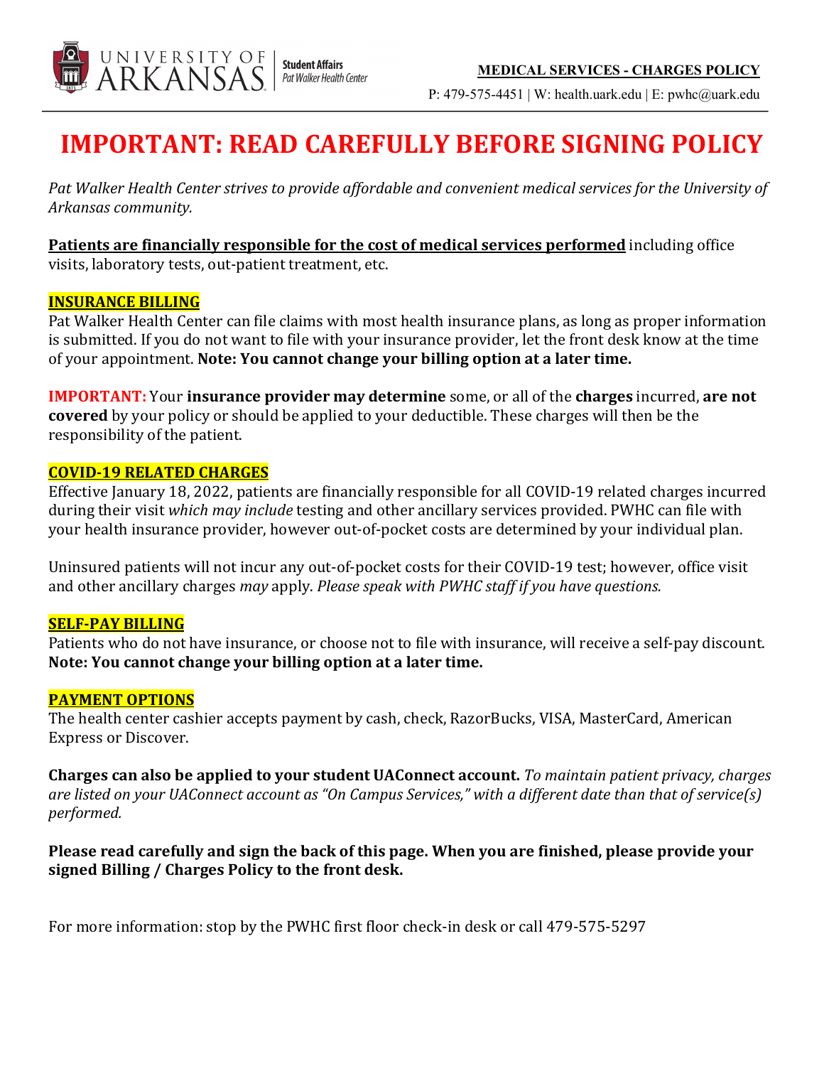**MEDICAL SERVICES - CHARGES POLICY**

P: 479-575-4451 | W: health.uark.edu | E: pwhc@uark.edu

# IMPORTANT: READ CAREFULLY BEFORE SIGNING POLICY

*Pat Walker Health Center strives to provide affordable and convenient medical services for the University of Arkansas community.*

**Patients are financially responsible for the cost of medical services performed** including office visits, laboratory tests, out-patient treatment, etc.

## INSURANCE BILLING

Pat Walker Health Center can file claims with most health insurance plans, as long as proper information is submitted. If you do not want to file with your insurance provider, let the front desk know at the time of your appointment. **Note: You cannot change your billing option at a later time.**

**IMPORTANT:** Your **insurance provider may determine** some, or all of the **charges** incurred, **are not covered** by your policy or should be applied to your deductible. These charges will then be the responsibility of the patient.

## COVID-19 RELATED CHARGES

Effective January 18, 2022, patients are financially responsible for all COVID-19 related charges incurred during their visit *which may include* testing and other ancillary services provided. PWHC can file with your health insurance provider, however out-of-pocket costs are determined by your individual plan.

Uninsured patients will not incur any out-of-pocket costs for their COVID-19 test; however, office visit and other ancillary charges *may* apply. *Please speak with PWHC staff if you have questions.*

## SELF-PAY BILLING

Patients who do not have insurance, or choose not to file with insurance, will receive a self-pay discount. **Note: You cannot change your billing option at a later time.**

## PAYMENT OPTIONS

The health center cashier accepts payment by cash, check, RazorBucks, VISA, MasterCard, American Express or Discover.

**Charges can also be applied to your student UAConnect account.** *To maintain patient privacy, charges are listed on your UAConnect account as "On Campus Services," with a different date than that of service(s) performed.*

**Please read carefully and sign the back of this page. When you are finished, please provide your signed Billing / Charges Policy to the front desk.**

For more information: stop by the PWHC first floor check-in desk or call 479-575-5297